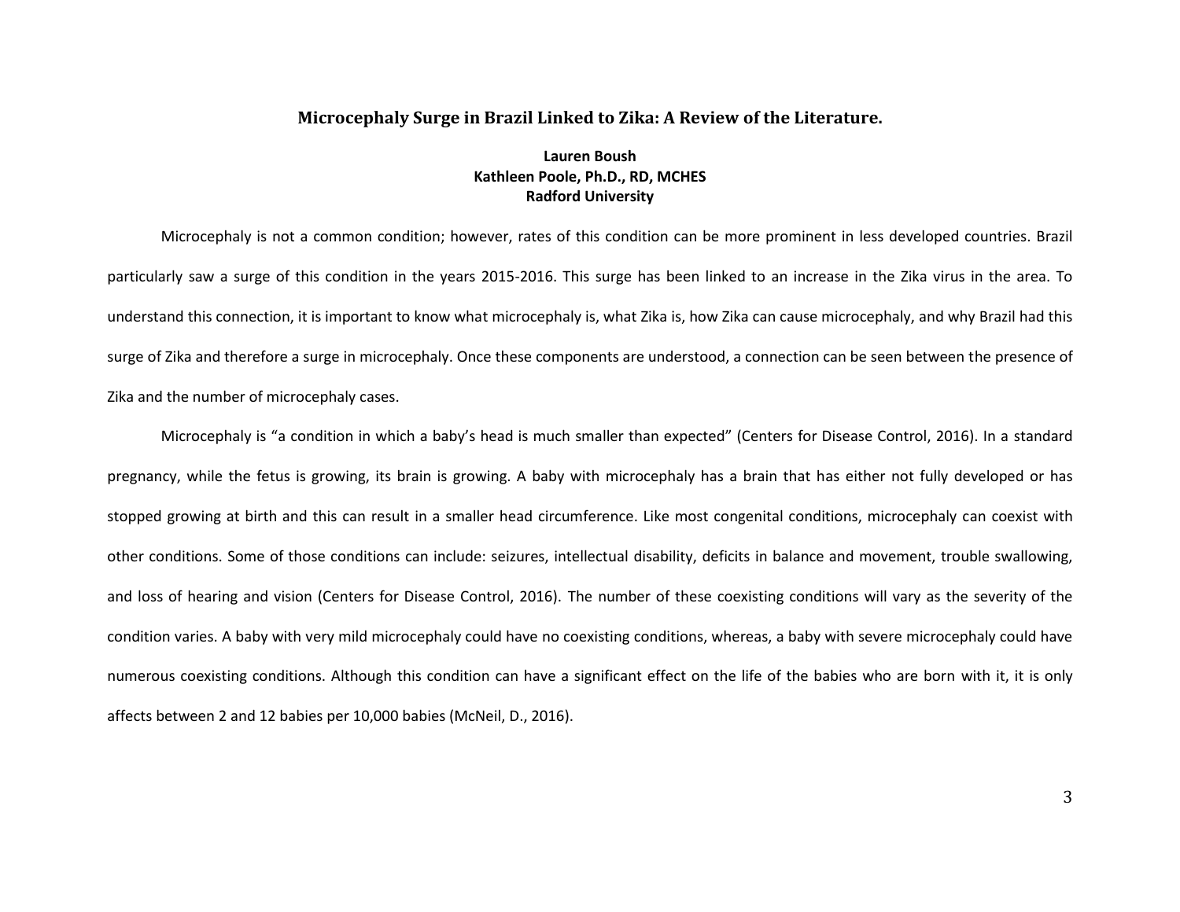# Microcephaly Surge in Brazil Linked to Zika: A Review of the Literature.

**Lauren Boush**
**Kathleen Poole, Ph.D., RD, MCHES**
**Radford University**

Microcephaly is not a common condition; however, rates of this condition can be more prominent in less developed countries. Brazil particularly saw a surge of this condition in the years 2015-2016. This surge has been linked to an increase in the Zika virus in the area. To understand this connection, it is important to know what microcephaly is, what Zika is, how Zika can cause microcephaly, and why Brazil had this surge of Zika and therefore a surge in microcephaly. Once these components are understood, a connection can be seen between the presence of Zika and the number of microcephaly cases.

Microcephaly is "a condition in which a baby's head is much smaller than expected" (Centers for Disease Control, 2016). In a standard pregnancy, while the fetus is growing, its brain is growing. A baby with microcephaly has a brain that has either not fully developed or has stopped growing at birth and this can result in a smaller head circumference. Like most congenital conditions, microcephaly can coexist with other conditions. Some of those conditions can include: seizures, intellectual disability, deficits in balance and movement, trouble swallowing, and loss of hearing and vision (Centers for Disease Control, 2016). The number of these coexisting conditions will vary as the severity of the condition varies. A baby with very mild microcephaly could have no coexisting conditions, whereas, a baby with severe microcephaly could have numerous coexisting conditions. Although this condition can have a significant effect on the life of the babies who are born with it, it is only affects between 2 and 12 babies per 10,000 babies (McNeil, D., 2016).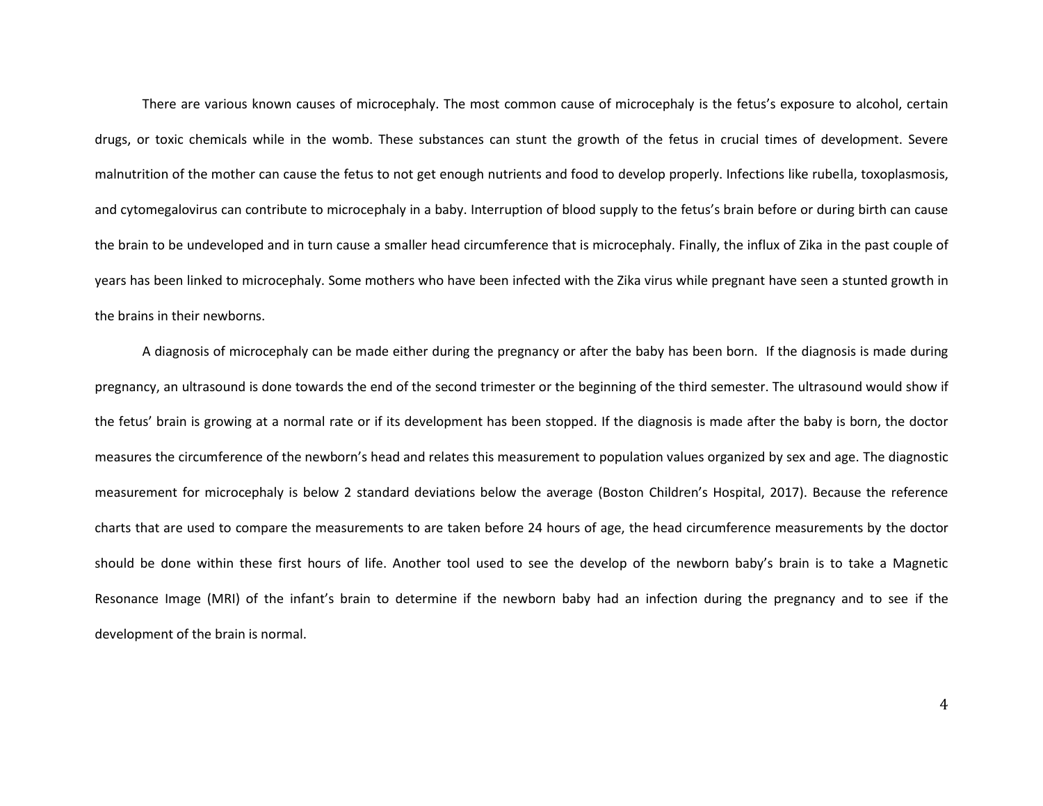There are various known causes of microcephaly. The most common cause of microcephaly is the fetus's exposure to alcohol, certain drugs, or toxic chemicals while in the womb. These substances can stunt the growth of the fetus in crucial times of development. Severe malnutrition of the mother can cause the fetus to not get enough nutrients and food to develop properly. Infections like rubella, toxoplasmosis, and cytomegalovirus can contribute to microcephaly in a baby. Interruption of blood supply to the fetus's brain before or during birth can cause the brain to be undeveloped and in turn cause a smaller head circumference that is microcephaly. Finally, the influx of Zika in the past couple of years has been linked to microcephaly. Some mothers who have been infected with the Zika virus while pregnant have seen a stunted growth in the brains in their newborns.

A diagnosis of microcephaly can be made either during the pregnancy or after the baby has been born. If the diagnosis is made during pregnancy, an ultrasound is done towards the end of the second trimester or the beginning of the third semester. The ultrasound would show if the fetus' brain is growing at a normal rate or if its development has been stopped. If the diagnosis is made after the baby is born, the doctor measures the circumference of the newborn's head and relates this measurement to population values organized by sex and age. The diagnostic measurement for microcephaly is below 2 standard deviations below the average (Boston Children's Hospital, 2017). Because the reference charts that are used to compare the measurements to are taken before 24 hours of age, the head circumference measurements by the doctor should be done within these first hours of life. Another tool used to see the develop of the newborn baby's brain is to take a Magnetic Resonance Image (MRI) of the infant's brain to determine if the newborn baby had an infection during the pregnancy and to see if the development of the brain is normal.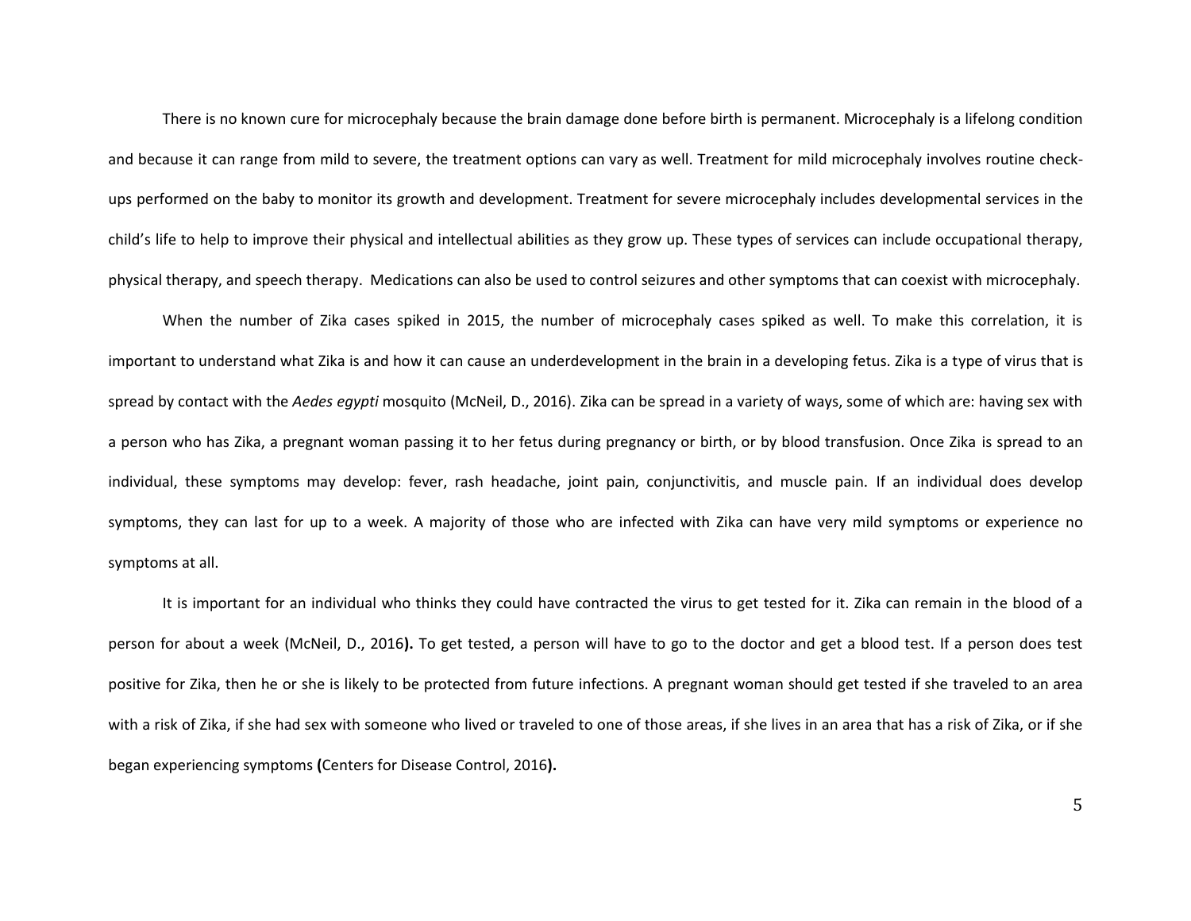There is no known cure for microcephaly because the brain damage done before birth is permanent. Microcephaly is a lifelong condition and because it can range from mild to severe, the treatment options can vary as well. Treatment for mild microcephaly involves routine check-ups performed on the baby to monitor its growth and development. Treatment for severe microcephaly includes developmental services in the child's life to help to improve their physical and intellectual abilities as they grow up. These types of services can include occupational therapy, physical therapy, and speech therapy. Medications can also be used to control seizures and other symptoms that can coexist with microcephaly.

When the number of Zika cases spiked in 2015, the number of microcephaly cases spiked as well. To make this correlation, it is important to understand what Zika is and how it can cause an underdevelopment in the brain in a developing fetus. Zika is a type of virus that is spread by contact with the *Aedes egypti* mosquito (McNeil, D., 2016). Zika can be spread in a variety of ways, some of which are: having sex with a person who has Zika, a pregnant woman passing it to her fetus during pregnancy or birth, or by blood transfusion. Once Zika is spread to an individual, these symptoms may develop: fever, rash headache, joint pain, conjunctivitis, and muscle pain. If an individual does develop symptoms, they can last for up to a week. A majority of those who are infected with Zika can have very mild symptoms or experience no symptoms at all.

It is important for an individual who thinks they could have contracted the virus to get tested for it. Zika can remain in the blood of a person for about a week (McNeil, D., 2016**).** To get tested, a person will have to go to the doctor and get a blood test. If a person does test positive for Zika, then he or she is likely to be protected from future infections. A pregnant woman should get tested if she traveled to an area with a risk of Zika, if she had sex with someone who lived or traveled to one of those areas, if she lives in an area that has a risk of Zika, or if she began experiencing symptoms **(**Centers for Disease Control, 2016**).**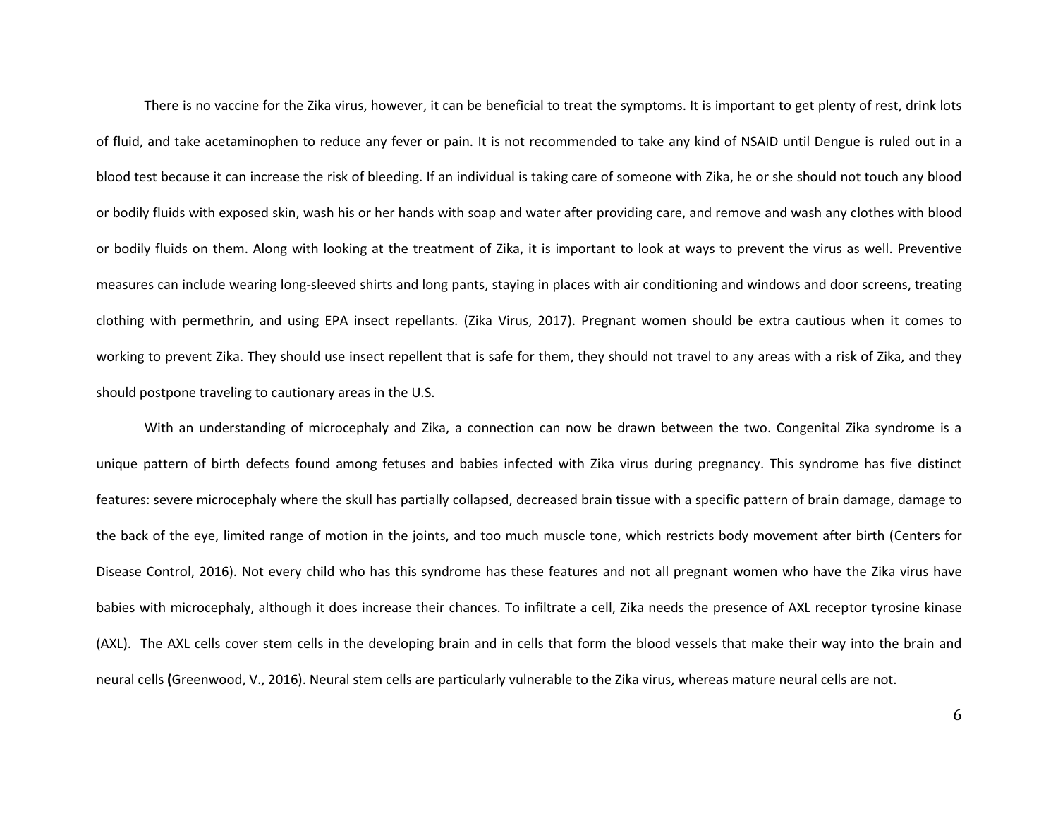There is no vaccine for the Zika virus, however, it can be beneficial to treat the symptoms. It is important to get plenty of rest, drink lots of fluid, and take acetaminophen to reduce any fever or pain. It is not recommended to take any kind of NSAID until Dengue is ruled out in a blood test because it can increase the risk of bleeding. If an individual is taking care of someone with Zika, he or she should not touch any blood or bodily fluids with exposed skin, wash his or her hands with soap and water after providing care, and remove and wash any clothes with blood or bodily fluids on them. Along with looking at the treatment of Zika, it is important to look at ways to prevent the virus as well. Preventive measures can include wearing long-sleeved shirts and long pants, staying in places with air conditioning and windows and door screens, treating clothing with permethrin, and using EPA insect repellants. (Zika Virus, 2017). Pregnant women should be extra cautious when it comes to working to prevent Zika. They should use insect repellent that is safe for them, they should not travel to any areas with a risk of Zika, and they should postpone traveling to cautionary areas in the U.S.

With an understanding of microcephaly and Zika, a connection can now be drawn between the two. Congenital Zika syndrome is a unique pattern of birth defects found among fetuses and babies infected with Zika virus during pregnancy. This syndrome has five distinct features: severe microcephaly where the skull has partially collapsed, decreased brain tissue with a specific pattern of brain damage, damage to the back of the eye, limited range of motion in the joints, and too much muscle tone, which restricts body movement after birth (Centers for Disease Control, 2016). Not every child who has this syndrome has these features and not all pregnant women who have the Zika virus have babies with microcephaly, although it does increase their chances. To infiltrate a cell, Zika needs the presence of AXL receptor tyrosine kinase (AXL). The AXL cells cover stem cells in the developing brain and in cells that form the blood vessels that make their way into the brain and neural cells **(**Greenwood, V., 2016). Neural stem cells are particularly vulnerable to the Zika virus, whereas mature neural cells are not.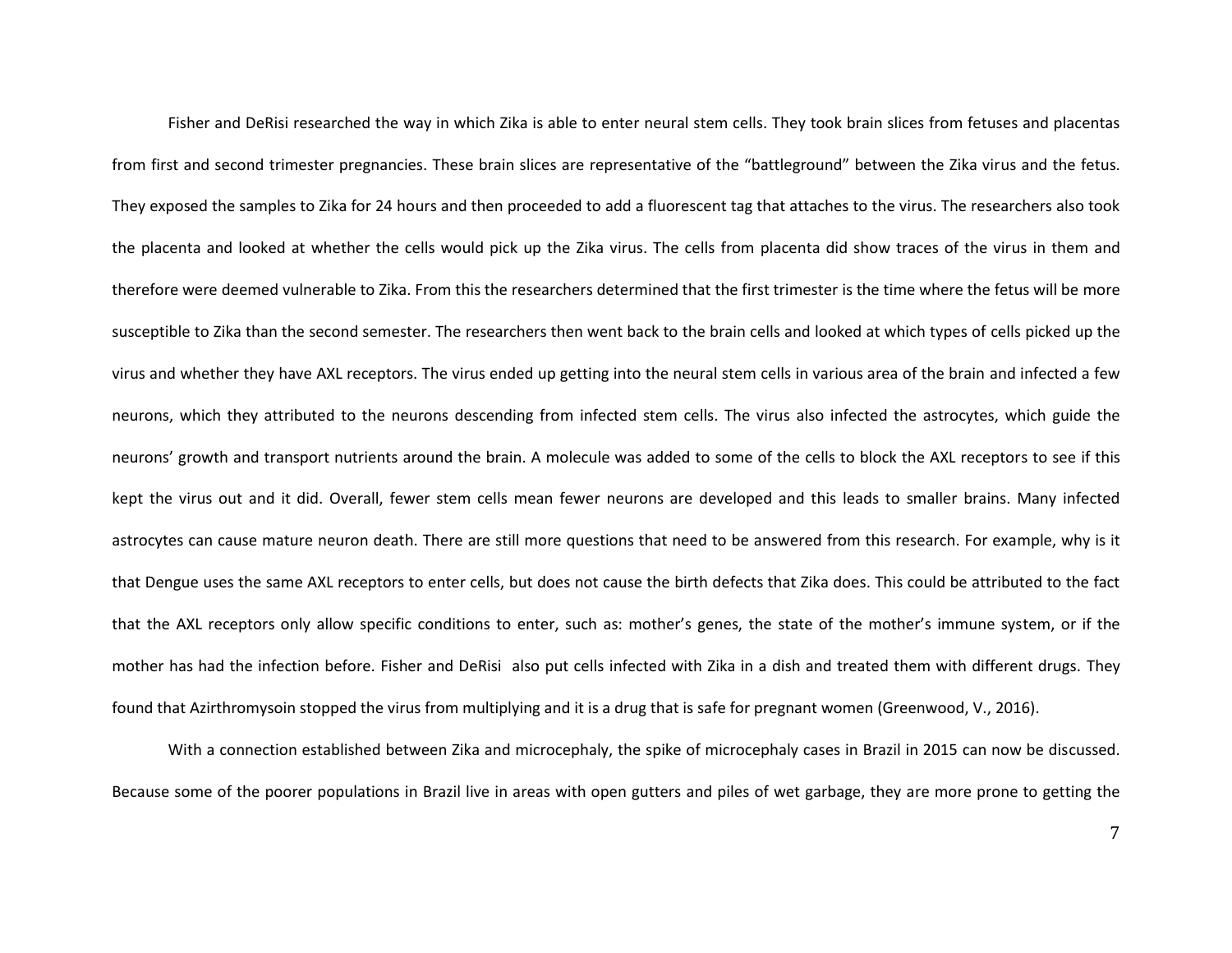Fisher and DeRisi researched the way in which Zika is able to enter neural stem cells. They took brain slices from fetuses and placentas from first and second trimester pregnancies. These brain slices are representative of the "battleground" between the Zika virus and the fetus. They exposed the samples to Zika for 24 hours and then proceeded to add a fluorescent tag that attaches to the virus. The researchers also took the placenta and looked at whether the cells would pick up the Zika virus. The cells from placenta did show traces of the virus in them and therefore were deemed vulnerable to Zika. From this the researchers determined that the first trimester is the time where the fetus will be more susceptible to Zika than the second semester. The researchers then went back to the brain cells and looked at which types of cells picked up the virus and whether they have AXL receptors. The virus ended up getting into the neural stem cells in various area of the brain and infected a few neurons, which they attributed to the neurons descending from infected stem cells. The virus also infected the astrocytes, which guide the neurons' growth and transport nutrients around the brain. A molecule was added to some of the cells to block the AXL receptors to see if this kept the virus out and it did. Overall, fewer stem cells mean fewer neurons are developed and this leads to smaller brains. Many infected astrocytes can cause mature neuron death. There are still more questions that need to be answered from this research. For example, why is it that Dengue uses the same AXL receptors to enter cells, but does not cause the birth defects that Zika does. This could be attributed to the fact that the AXL receptors only allow specific conditions to enter, such as: mother's genes, the state of the mother's immune system, or if the mother has had the infection before. Fisher and DeRisi also put cells infected with Zika in a dish and treated them with different drugs. They found that Azirthromysoin stopped the virus from multiplying and it is a drug that is safe for pregnant women (Greenwood, V., 2016).

With a connection established between Zika and microcephaly, the spike of microcephaly cases in Brazil in 2015 can now be discussed. Because some of the poorer populations in Brazil live in areas with open gutters and piles of wet garbage, they are more prone to getting the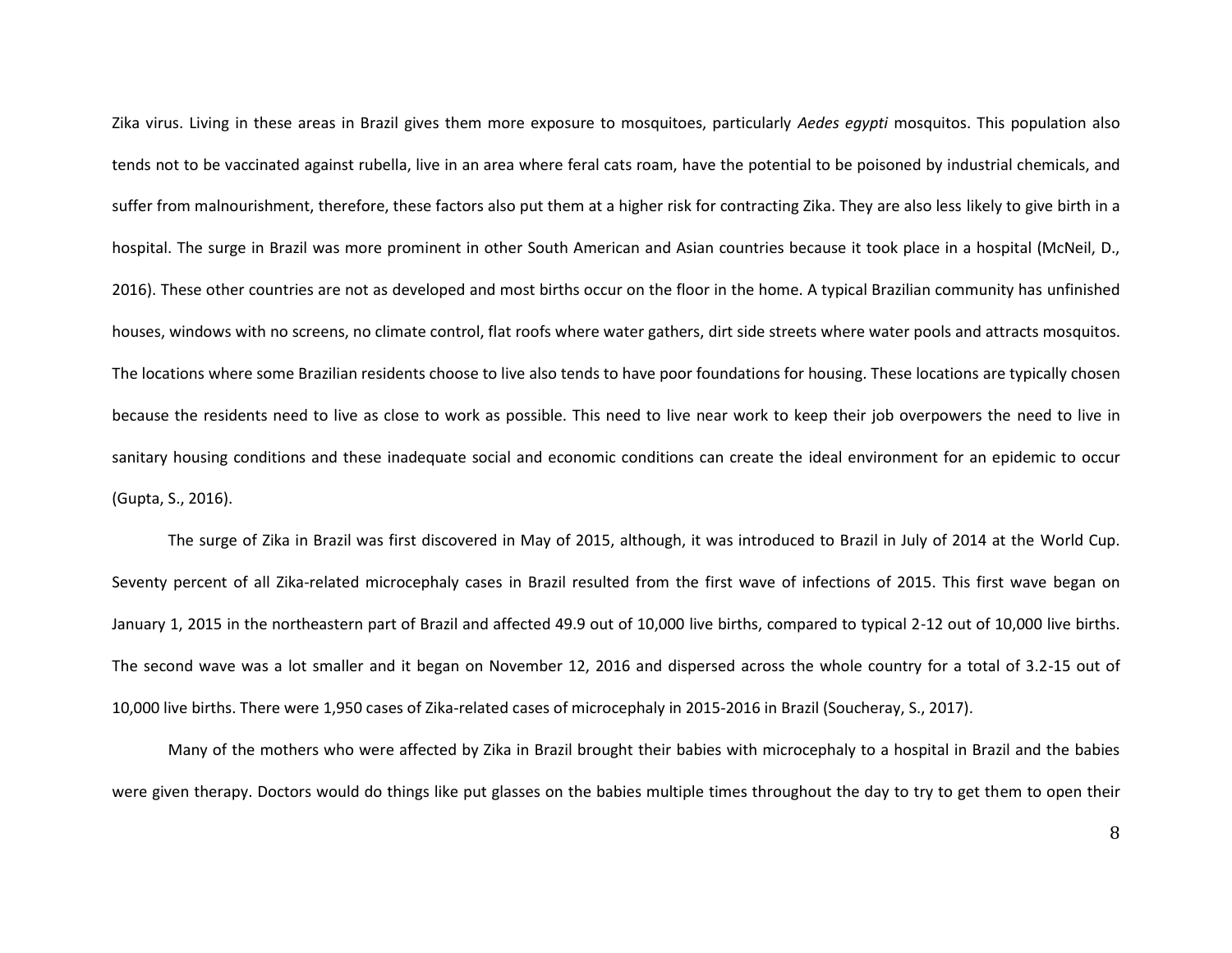Zika virus. Living in these areas in Brazil gives them more exposure to mosquitoes, particularly *Aedes egypti* mosquitos. This population also tends not to be vaccinated against rubella, live in an area where feral cats roam, have the potential to be poisoned by industrial chemicals, and suffer from malnourishment, therefore, these factors also put them at a higher risk for contracting Zika. They are also less likely to give birth in a hospital. The surge in Brazil was more prominent in other South American and Asian countries because it took place in a hospital (McNeil, D., 2016). These other countries are not as developed and most births occur on the floor in the home. A typical Brazilian community has unfinished houses, windows with no screens, no climate control, flat roofs where water gathers, dirt side streets where water pools and attracts mosquitos. The locations where some Brazilian residents choose to live also tends to have poor foundations for housing. These locations are typically chosen because the residents need to live as close to work as possible. This need to live near work to keep their job overpowers the need to live in sanitary housing conditions and these inadequate social and economic conditions can create the ideal environment for an epidemic to occur (Gupta, S., 2016).

The surge of Zika in Brazil was first discovered in May of 2015, although, it was introduced to Brazil in July of 2014 at the World Cup. Seventy percent of all Zika-related microcephaly cases in Brazil resulted from the first wave of infections of 2015. This first wave began on January 1, 2015 in the northeastern part of Brazil and affected 49.9 out of 10,000 live births, compared to typical 2-12 out of 10,000 live births. The second wave was a lot smaller and it began on November 12, 2016 and dispersed across the whole country for a total of 3.2-15 out of 10,000 live births. There were 1,950 cases of Zika-related cases of microcephaly in 2015-2016 in Brazil (Soucheray, S., 2017).

Many of the mothers who were affected by Zika in Brazil brought their babies with microcephaly to a hospital in Brazil and the babies were given therapy. Doctors would do things like put glasses on the babies multiple times throughout the day to try to get them to open their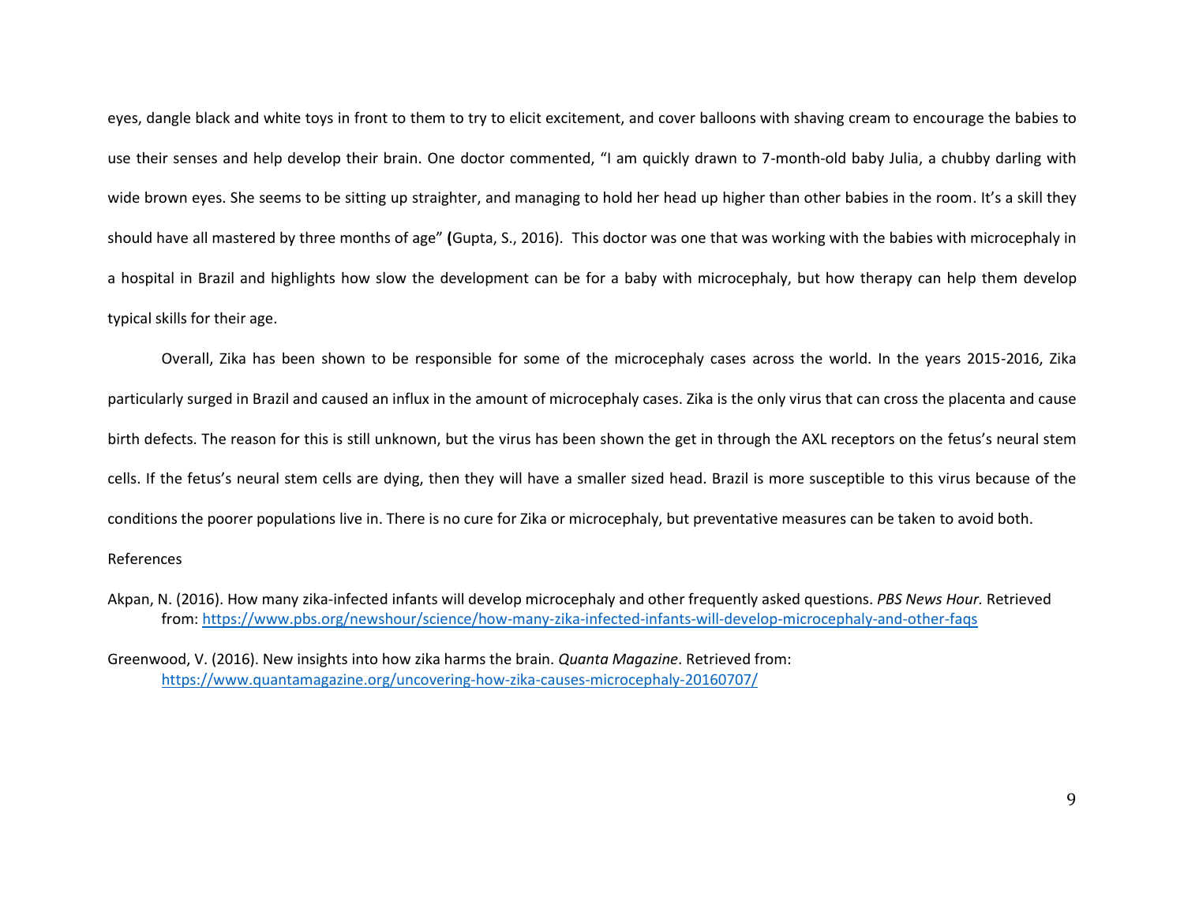eyes, dangle black and white toys in front to them to try to elicit excitement, and cover balloons with shaving cream to encourage the babies to use their senses and help develop their brain. One doctor commented, "I am quickly drawn to 7-month-old baby Julia, a chubby darling with wide brown eyes. She seems to be sitting up straighter, and managing to hold her head up higher than other babies in the room. It's a skill they should have all mastered by three months of age" **(**Gupta, S., 2016). This doctor was one that was working with the babies with microcephaly in a hospital in Brazil and highlights how slow the development can be for a baby with microcephaly, but how therapy can help them develop typical skills for their age.

Overall, Zika has been shown to be responsible for some of the microcephaly cases across the world. In the years 2015-2016, Zika particularly surged in Brazil and caused an influx in the amount of microcephaly cases. Zika is the only virus that can cross the placenta and cause birth defects. The reason for this is still unknown, but the virus has been shown the get in through the AXL receptors on the fetus's neural stem cells. If the fetus's neural stem cells are dying, then they will have a smaller sized head. Brazil is more susceptible to this virus because of the conditions the poorer populations live in. There is no cure for Zika or microcephaly, but preventative measures can be taken to avoid both.

References

Akpan, N. (2016). How many zika-infected infants will develop microcephaly and other frequently asked questions. *PBS News Hour.* Retrieved from: https://www.pbs.org/newshour/science/how-many-zika-infected-infants-will-develop-microcephaly-and-other-faqs

Greenwood, V. (2016). New insights into how zika harms the brain. *Quanta Magazine*. Retrieved from: https://www.quantamagazine.org/uncovering-how-zika-causes-microcephaly-20160707/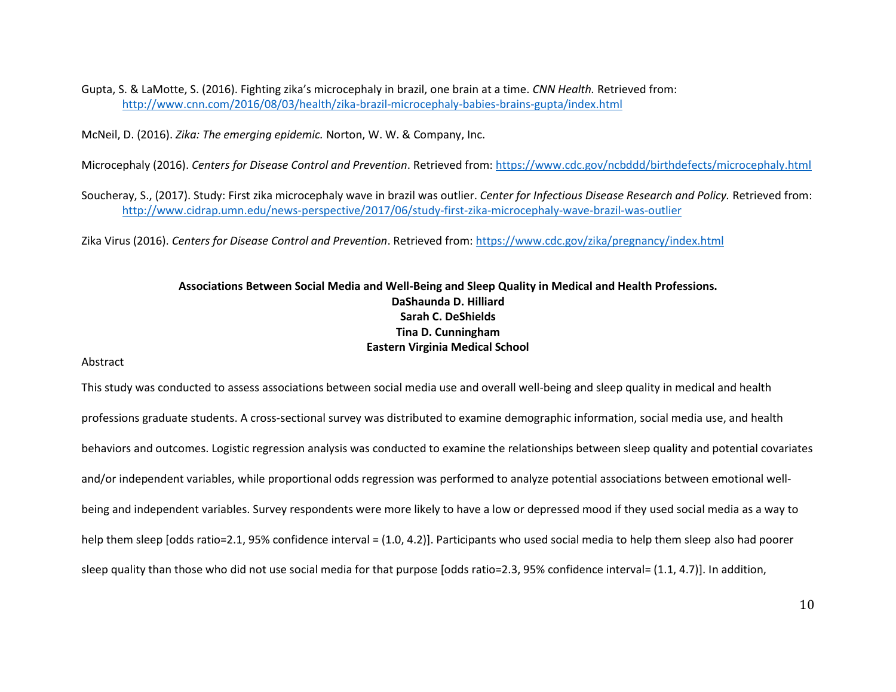Gupta, S. & LaMotte, S. (2016). Fighting zika's microcephaly in brazil, one brain at a time. *CNN Health.* Retrieved from: http://www.cnn.com/2016/08/03/health/zika-brazil-microcephaly-babies-brains-gupta/index.html

McNeil, D. (2016). *Zika: The emerging epidemic.* Norton, W. W. & Company, Inc.

Microcephaly (2016). *Centers for Disease Control and Prevention*. Retrieved from: https://www.cdc.gov/ncbddd/birthdefects/microcephaly.html

Soucheray, S., (2017). Study: First zika microcephaly wave in brazil was outlier. *Center for Infectious Disease Research and Policy.* Retrieved from: http://www.cidrap.umn.edu/news-perspective/2017/06/study-first-zika-microcephaly-wave-brazil-was-outlier

Zika Virus (2016). *Centers for Disease Control and Prevention*. Retrieved from: https://www.cdc.gov/zika/pregnancy/index.html

## Associations Between Social Media and Well-Being and Sleep Quality in Medical and Health Professions.

**DaShaunda D. Hilliard**
**Sarah C. DeShields**
**Tina D. Cunningham**
**Eastern Virginia Medical School**

Abstract

This study was conducted to assess associations between social media use and overall well-being and sleep quality in medical and health professions graduate students. A cross-sectional survey was distributed to examine demographic information, social media use, and health behaviors and outcomes. Logistic regression analysis was conducted to examine the relationships between sleep quality and potential covariates and/or independent variables, while proportional odds regression was performed to analyze potential associations between emotional well-being and independent variables. Survey respondents were more likely to have a low or depressed mood if they used social media as a way to help them sleep [odds ratio=2.1, 95% confidence interval = (1.0, 4.2)]. Participants who used social media to help them sleep also had poorer sleep quality than those who did not use social media for that purpose [odds ratio=2.3, 95% confidence interval= (1.1, 4.7)]. In addition,